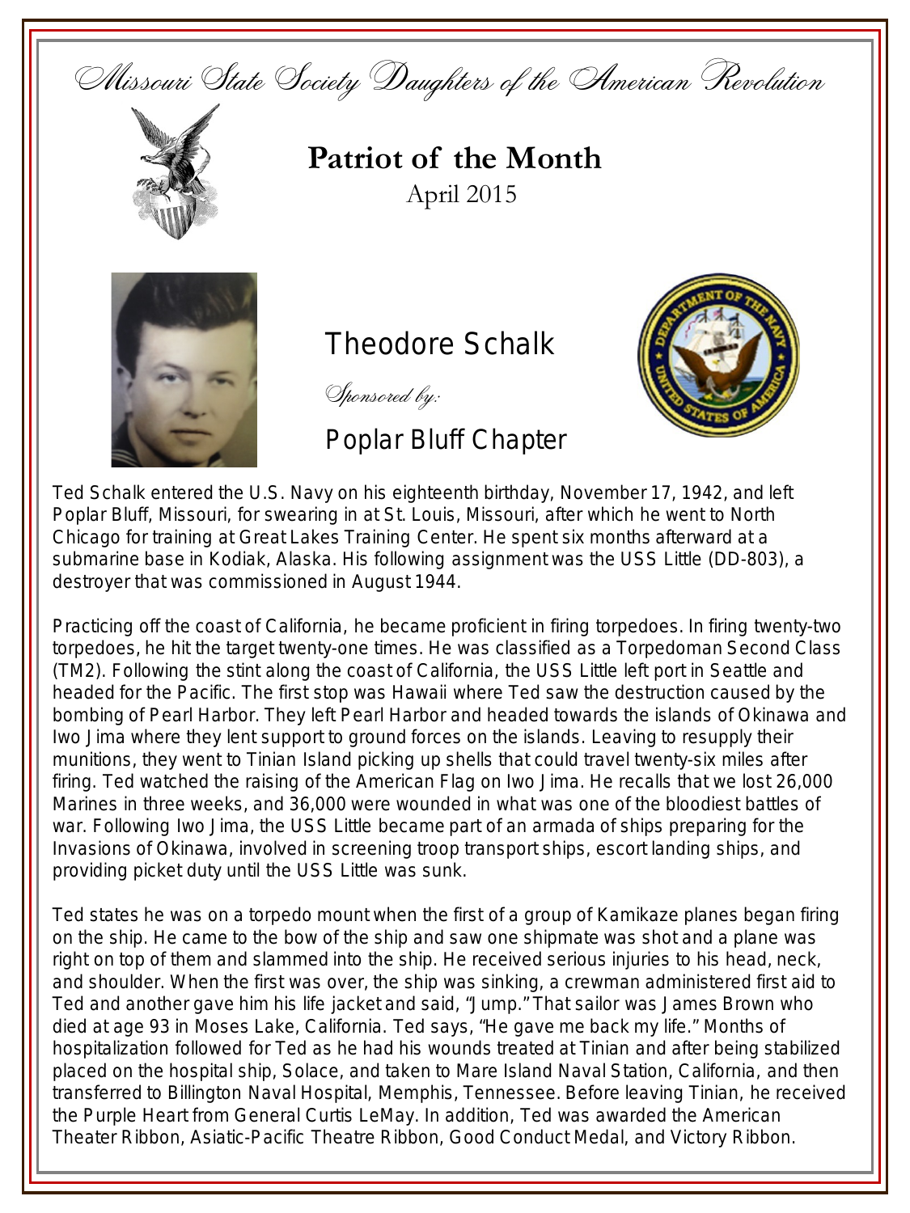Missouri State Society Daughters of the American Revolution

# Patriot of the Month

April 2015

## Theodore Schalk

*Sponsored by:*

Poplar Bluff Chapter

Ted Schalk entered the U.S. Navy on his eighteenth birthday, November 17, 1942, and left Poplar Bluff, Missouri, for swearing in at St. Louis, Missouri, after which he went to North Chicago for training at Great Lakes Training Center. He spent six months afterward at a submarine base in Kodiak, Alaska. His following assignment was the USS Little (DD-803), a destroyer that was commissioned in August 1944.

Practicing off the coast of California, he became proficient in firing torpedoes. In firing twenty-two torpedoes, he hit the target twenty-one times. He was classified as a Torpedoman Second Class (TM2). Following the stint along the coast of California, the USS Little left port in Seattle and headed for the Pacific. The first stop was Hawaii where Ted saw the destruction caused by the bombing of Pearl Harbor. They left Pearl Harbor and headed towards the islands of Okinawa and Iwo Jima where they lent support to ground forces on the islands. Leaving to resupply their munitions, they went to Tinian Island picking up shells that could travel twenty-six miles after firing. Ted watched the raising of the American Flag on Iwo Jima. He recalls that we lost 26,000 Marines in three weeks, and 36,000 were wounded in what was one of the bloodiest battles of war. Following Iwo Jima, the USS Little became part of an armada of ships preparing for the Invasions of Okinawa, involved in screening troop transport ships, escort landing ships, and providing picket duty until the USS Little was sunk.

Ted states he was on a torpedo mount when the first of a group of Kamikaze planes began firing on the ship. He came to the bow of the ship and saw one shipmate was shot and a plane was right on top of them and slammed into the ship. He received serious injuries to his head, neck, and shoulder. When the first was over, the ship was sinking, a crewman administered first aid to Ted and another gave him his life jacket and said, "Jump." That sailor was James Brown who died at age 93 in Moses Lake, California. Ted says, "He gave me back my life." Months of hospitalization followed for Ted as he had his wounds treated at Tinian and after being stabilized placed on the hospital ship, Solace, and taken to Mare Island Naval Station, California, and then transferred to Billington Naval Hospital, Memphis, Tennessee. Before leaving Tinian, he received the Purple Heart from General Curtis LeMay. In addition, Ted was awarded the American Theater Ribbon, Asiatic-Pacific Theatre Ribbon, Good Conduct Medal, and Victory Ribbon.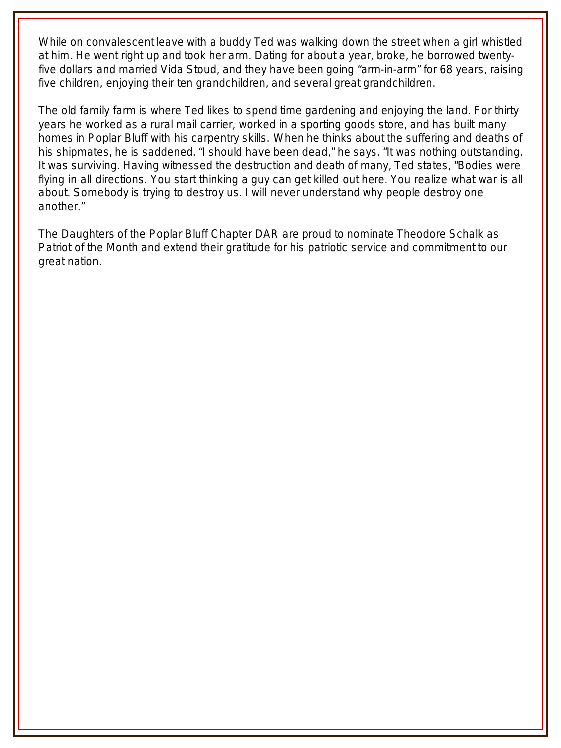While on convalescent leave with a buddy Ted was walking down the street when a girl whistled at him. He went right up and took her arm. Dating for about a year, broke, he borrowed twenty-five dollars and married Vida Stoud, and they have been going "arm-in-arm" for 68 years, raising five children, enjoying their ten grandchildren, and several great grandchildren.

The old family farm is where Ted likes to spend time gardening and enjoying the land. For thirty years he worked as a rural mail carrier, worked in a sporting goods store, and has built many homes in Poplar Bluff with his carpentry skills. When he thinks about the suffering and deaths of his shipmates, he is saddened. "I should have been dead," he says. "It was nothing outstanding. It was surviving. Having witnessed the destruction and death of many, Ted states, "Bodies were flying in all directions. You start thinking a guy can get killed out here. You realize what war is all about. Somebody is trying to destroy us. I will never understand why people destroy one another."

The Daughters of the Poplar Bluff Chapter DAR are proud to nominate Theodore Schalk as Patriot of the Month and extend their gratitude for his patriotic service and commitment to our great nation.